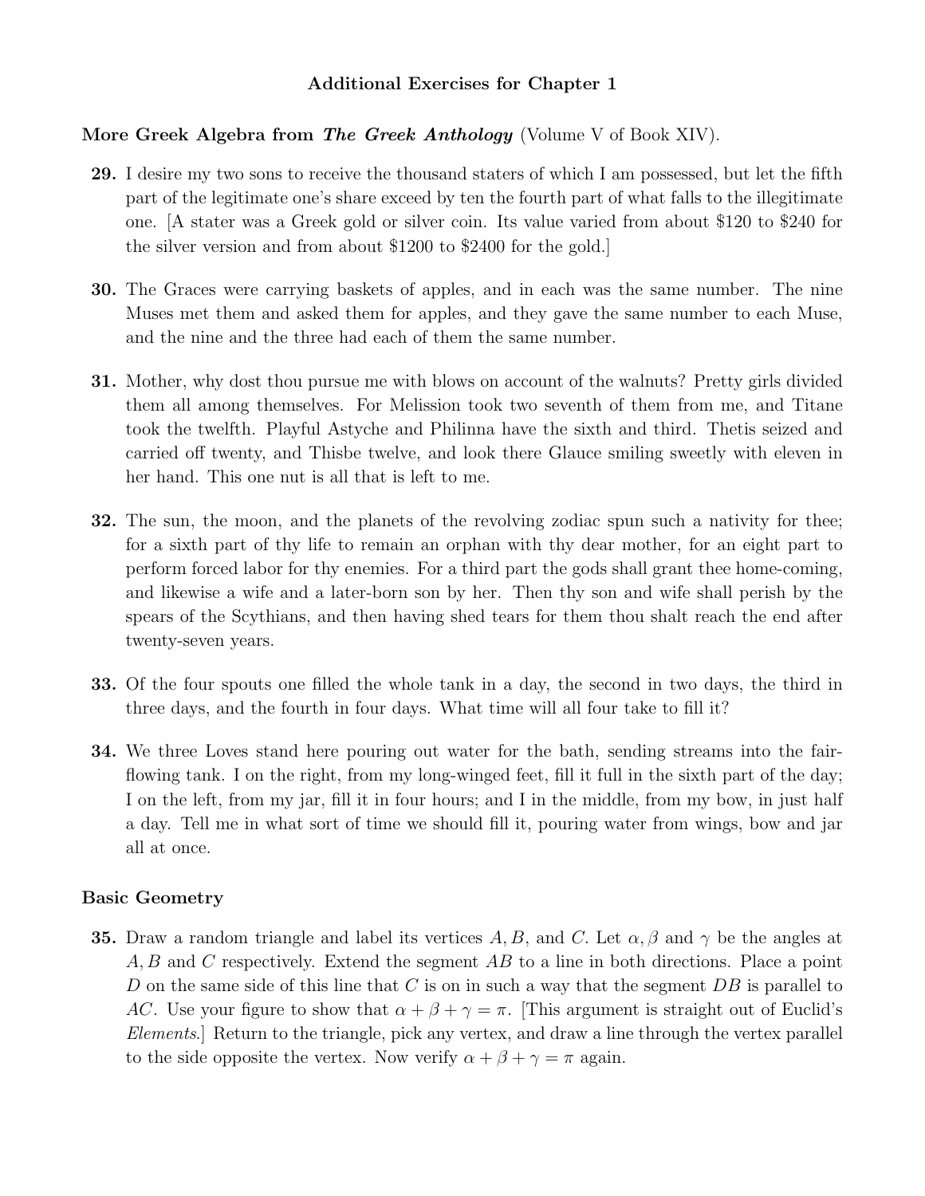## Additional Exercises for Chapter 1

**More Greek Algebra from *The Greek Anthology*** (Volume V of Book XIV).

**29.** I desire my two sons to receive the thousand staters of which I am possessed, but let the fifth part of the legitimate one's share exceed by ten the fourth part of what falls to the illegitimate one. [A stater was a Greek gold or silver coin. Its value varied from about \$120 to \$240 for the silver version and from about \$1200 to \$2400 for the gold.]

**30.** The Graces were carrying baskets of apples, and in each was the same number. The nine Muses met them and asked them for apples, and they gave the same number to each Muse, and the nine and the three had each of them the same number.

**31.** Mother, why dost thou pursue me with blows on account of the walnuts? Pretty girls divided them all among themselves. For Melission took two seventh of them from me, and Titane took the twelfth. Playful Astyche and Philinna have the sixth and third. Thetis seized and carried off twenty, and Thisbe twelve, and look there Glauce smiling sweetly with eleven in her hand. This one nut is all that is left to me.

**32.** The sun, the moon, and the planets of the revolving zodiac spun such a nativity for thee; for a sixth part of thy life to remain an orphan with thy dear mother, for an eight part to perform forced labor for thy enemies. For a third part the gods shall grant thee home-coming, and likewise a wife and a later-born son by her. Then thy son and wife shall perish by the spears of the Scythians, and then having shed tears for them thou shalt reach the end after twenty-seven years.

**33.** Of the four spouts one filled the whole tank in a day, the second in two days, the third in three days, and the fourth in four days. What time will all four take to fill it?

**34.** We three Loves stand here pouring out water for the bath, sending streams into the fair-flowing tank. I on the right, from my long-winged feet, fill it full in the sixth part of the day; I on the left, from my jar, fill it in four hours; and I in the middle, from my bow, in just half a day. Tell me in what sort of time we should fill it, pouring water from wings, bow and jar all at once.

**Basic Geometry**

**35.** Draw a random triangle and label its vertices $A, B$, and $C$. Let $\alpha, \beta$ and $\gamma$ be the angles at $A, B$ and $C$ respectively. Extend the segment $AB$ to a line in both directions. Place a point $D$ on the same side of this line that $C$ is on in such a way that the segment $DB$ is parallel to $AC$. Use your figure to show that $\alpha + \beta + \gamma = \pi$. [This argument is straight out of Euclid's *Elements*.] Return to the triangle, pick any vertex, and draw a line through the vertex parallel to the side opposite the vertex. Now verify $\alpha + \beta + \gamma = \pi$ again.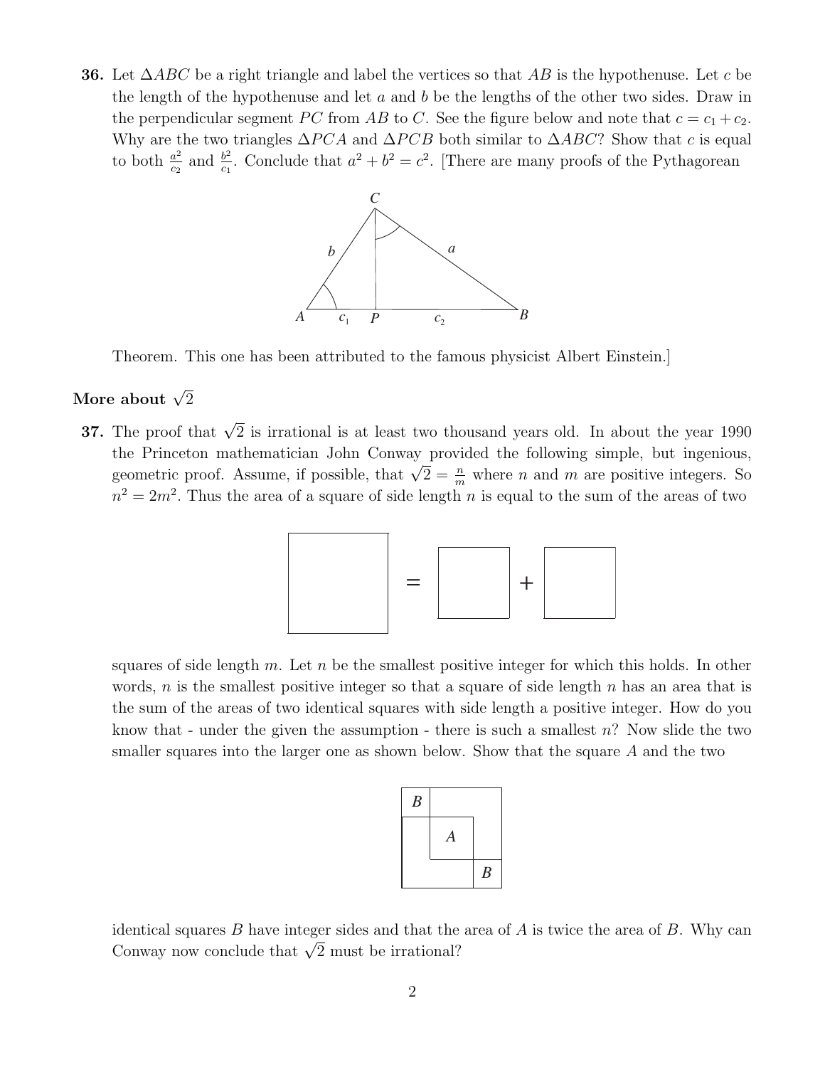**36.** Let $\Delta ABC$ be a right triangle and label the vertices so that $AB$ is the hypothenuse. Let $c$ be the length of the hypothenuse and let $a$ and $b$ be the lengths of the other two sides. Draw in the perpendicular segment $PC$ from $AB$ to $C$. See the figure below and note that $c = c_1 + c_2$. Why are the two triangles $\Delta PCA$ and $\Delta PCB$ both similar to $\Delta ABC$? Show that $c$ is equal to both $\frac{a^2}{c_2}$ and $\frac{b^2}{c_1}$. Conclude that $a^2 + b^2 = c^2$. [There are many proofs of the Pythagorean Theorem. This one has been attributed to the famous physicist Albert Einstein.]

### More about $\sqrt{2}$

**37.** The proof that $\sqrt{2}$ is irrational is at least two thousand years old. In about the year 1990 the Princeton mathematician John Conway provided the following simple, but ingenious, geometric proof. Assume, if possible, that $\sqrt{2} = \frac{n}{m}$ where $n$ and $m$ are positive integers. So $n^2 = 2m^2$. Thus the area of a square of side length $n$ is equal to the sum of the areas of two squares of side length $m$. Let $n$ be the smallest positive integer for which this holds. In other words, $n$ is the smallest positive integer so that a square of side length $n$ has an area that is the sum of the areas of two identical squares with side length a positive integer. How do you know that - under the given the assumption - there is such a smallest $n$? Now slide the two smaller squares into the larger one as shown below. Show that the square $A$ and the two identical squares $B$ have integer sides and that the area of $A$ is twice the area of $B$. Why can Conway now conclude that $\sqrt{2}$ must be irrational?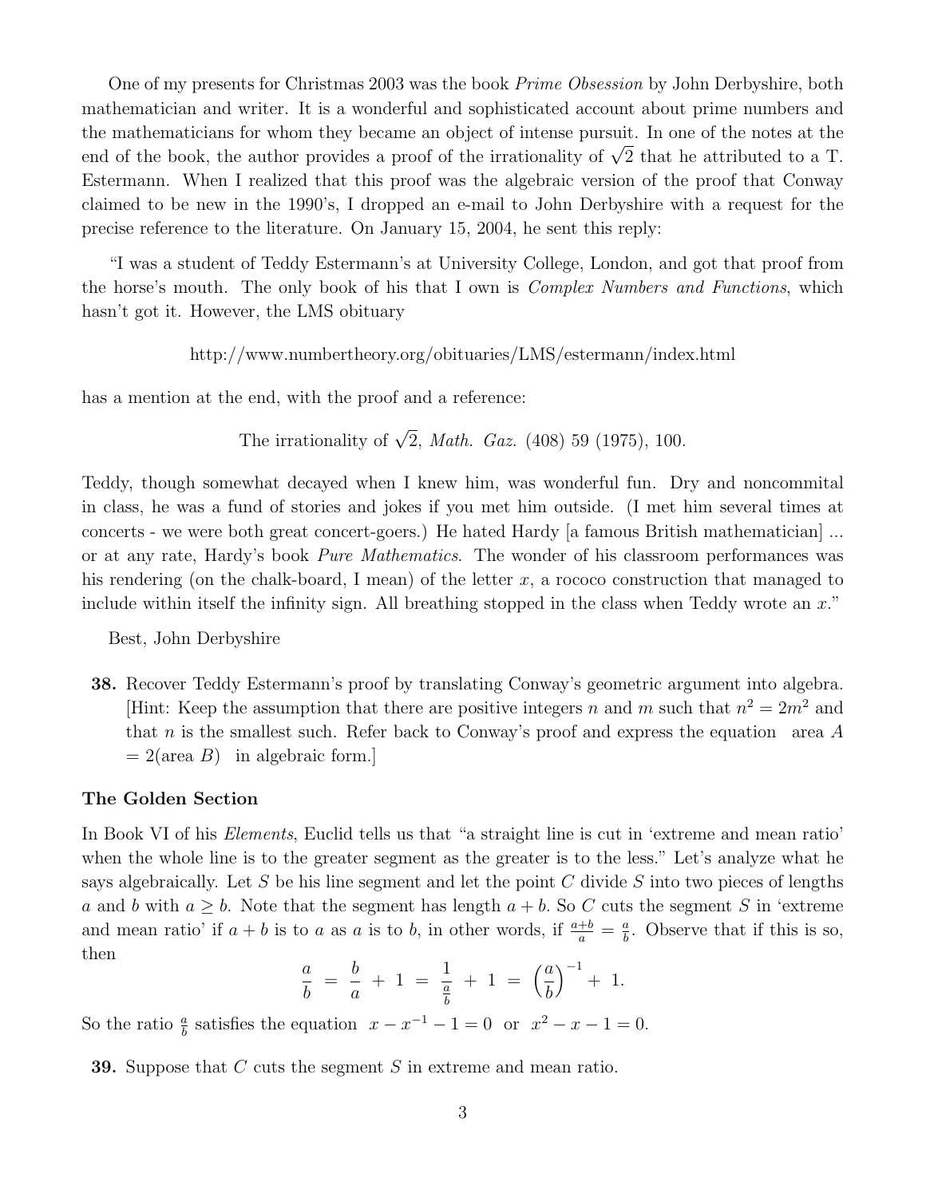One of my presents for Christmas 2003 was the book *Prime Obsession* by John Derbyshire, both mathematician and writer. It is a wonderful and sophisticated account about prime numbers and the mathematicians for whom they became an object of intense pursuit. In one of the notes at the end of the book, the author provides a proof of the irrationality of $\sqrt{2}$ that he attributed to a T. Estermann. When I realized that this proof was the algebraic version of the proof that Conway claimed to be new in the 1990's, I dropped an e-mail to John Derbyshire with a request for the precise reference to the literature. On January 15, 2004, he sent this reply:

"I was a student of Teddy Estermann's at University College, London, and got that proof from the horse's mouth. The only book of his that I own is *Complex Numbers and Functions*, which hasn't got it. However, the LMS obituary

http://www.numbertheory.org/obituaries/LMS/estermann/index.html

has a mention at the end, with the proof and a reference:

The irrationality of $\sqrt{2}$, *Math. Gaz.* (408) 59 (1975), 100.

Teddy, though somewhat decayed when I knew him, was wonderful fun. Dry and noncommital in class, he was a fund of stories and jokes if you met him outside. (I met him several times at concerts - we were both great concert-goers.) He hated Hardy [a famous British mathematician] ... or at any rate, Hardy's book *Pure Mathematics*. The wonder of his classroom performances was his rendering (on the chalk-board, I mean) of the letter $x$, a rococo construction that managed to include within itself the infinity sign. All breathing stopped in the class when Teddy wrote an $x$."

Best, John Derbyshire

**38.** Recover Teddy Estermann's proof by translating Conway's geometric argument into algebra. [Hint: Keep the assumption that there are positive integers $n$ and $m$ such that $n^2 = 2m^2$ and that $n$ is the smallest such. Refer back to Conway's proof and express the equation area $A$ $= 2$(area $B$) in algebraic form.]

### The Golden Section

In Book VI of his *Elements*, Euclid tells us that "a straight line is cut in 'extreme and mean ratio' when the whole line is to the greater segment as the greater is to the less." Let's analyze what he says algebraically. Let $S$ be his line segment and let the point $C$ divide $S$ into two pieces of lengths $a$ and $b$ with $a \geq b$. Note that the segment has length $a + b$. So $C$ cuts the segment $S$ in 'extreme and mean ratio' if $a + b$ is to $a$ as $a$ is to $b$, in other words, if $\frac{a+b}{a} = \frac{a}{b}$. Observe that if this is so, then

$$\frac{a}{b} \;=\; \frac{b}{a} \;+\; 1 \;=\; \frac{1}{\frac{a}{b}} \;+\; 1 \;=\; \left(\frac{a}{b}\right)^{-1} +\; 1.$$

So the ratio $\frac{a}{b}$ satisfies the equation $x - x^{-1} - 1 = 0$ or $x^2 - x - 1 = 0$.

**39.** Suppose that $C$ cuts the segment $S$ in extreme and mean ratio.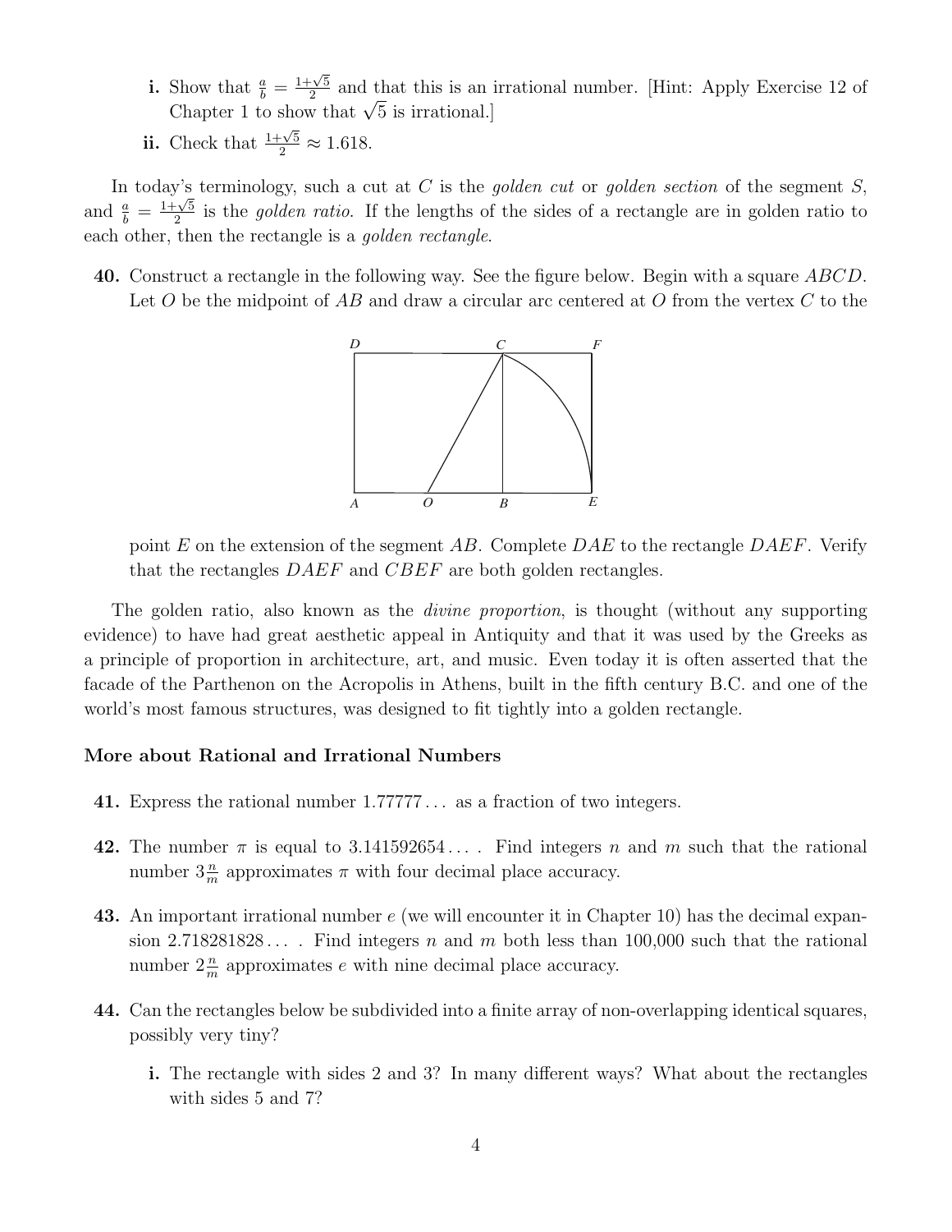**i.** Show that $\frac{a}{b} = \frac{1+\sqrt{5}}{2}$ and that this is an irrational number. [Hint: Apply Exercise 12 of Chapter 1 to show that $\sqrt{5}$ is irrational.]

**ii.** Check that $\frac{1+\sqrt{5}}{2} \approx 1.618$.

In today's terminology, such a cut at $C$ is the *golden cut* or *golden section* of the segment $S$, and $\frac{a}{b} = \frac{1+\sqrt{5}}{2}$ is the *golden ratio*. If the lengths of the sides of a rectangle are in golden ratio to each other, then the rectangle is a *golden rectangle*.

**40.** Construct a rectangle in the following way. See the figure below. Begin with a square $ABCD$. Let $O$ be the midpoint of $AB$ and draw a circular arc centered at $O$ from the vertex $C$ to the point $E$ on the extension of the segment $AB$. Complete $DAE$ to the rectangle $DAEF$. Verify that the rectangles $DAEF$ and $CBEF$ are both golden rectangles.

The golden ratio, also known as the *divine proportion*, is thought (without any supporting evidence) to have had great aesthetic appeal in Antiquity and that it was used by the Greeks as a principle of proportion in architecture, art, and music. Even today it is often asserted that the facade of the Parthenon on the Acropolis in Athens, built in the fifth century B.C. and one of the world's most famous structures, was designed to fit tightly into a golden rectangle.

### More about Rational and Irrational Numbers

**41.** Express the rational number $1.77777\ldots$ as a fraction of two integers.

**42.** The number $\pi$ is equal to $3.141592654\ldots$ . Find integers $n$ and $m$ such that the rational number $3\frac{n}{m}$ approximates $\pi$ with four decimal place accuracy.

**43.** An important irrational number $e$ (we will encounter it in Chapter 10) has the decimal expansion $2.718281828\ldots$ . Find integers $n$ and $m$ both less than 100,000 such that the rational number $2\frac{n}{m}$ approximates $e$ with nine decimal place accuracy.

**44.** Can the rectangles below be subdivided into a finite array of non-overlapping identical squares, possibly very tiny?

**i.** The rectangle with sides 2 and 3? In many different ways? What about the rectangles with sides 5 and 7?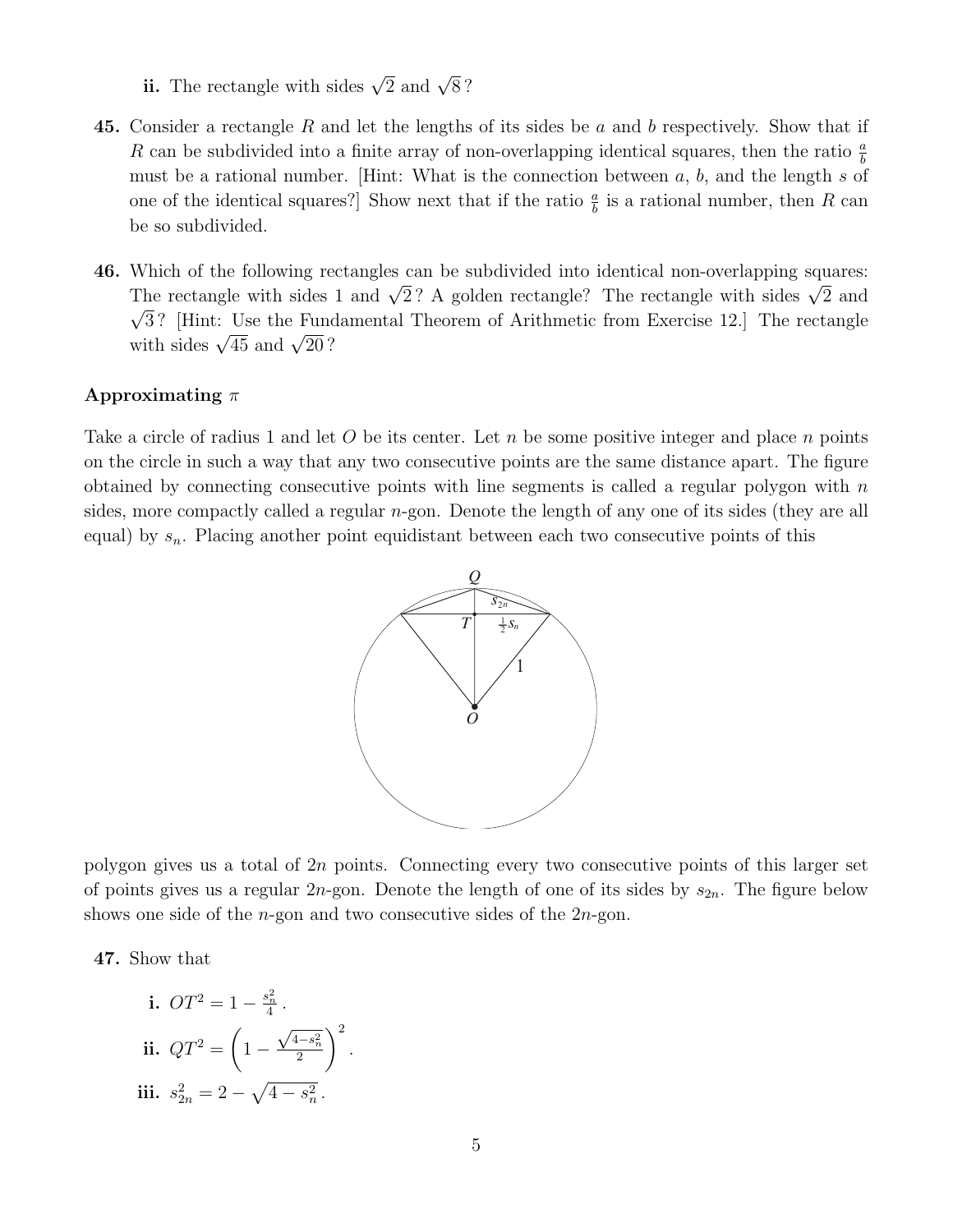**ii.** The rectangle with sides $\sqrt{2}$ and $\sqrt{8}$?

**45.** Consider a rectangle $R$ and let the lengths of its sides be $a$ and $b$ respectively. Show that if $R$ can be subdivided into a finite array of non-overlapping identical squares, then the ratio $\frac{a}{b}$ must be a rational number. [Hint: What is the connection between $a$, $b$, and the length $s$ of one of the identical squares?] Show next that if the ratio $\frac{a}{b}$ is a rational number, then $R$ can be so subdivided.

**46.** Which of the following rectangles can be subdivided into identical non-overlapping squares: The rectangle with sides 1 and $\sqrt{2}$? A golden rectangle? The rectangle with sides $\sqrt{2}$ and $\sqrt{3}$? [Hint: Use the Fundamental Theorem of Arithmetic from Exercise 12.] The rectangle with sides $\sqrt{45}$ and $\sqrt{20}$?

### Approximating $\pi$

Take a circle of radius 1 and let $O$ be its center. Let $n$ be some positive integer and place $n$ points on the circle in such a way that any two consecutive points are the same distance apart. The figure obtained by connecting consecutive points with line segments is called a regular polygon with $n$ sides, more compactly called a regular $n$-gon. Denote the length of any one of its sides (they are all equal) by $s_n$. Placing another point equidistant between each two consecutive points of this polygon gives us a total of $2n$ points. Connecting every two consecutive points of this larger set of points gives us a regular $2n$-gon. Denote the length of one of its sides by $s_{2n}$. The figure below shows one side of the $n$-gon and two consecutive sides of the $2n$-gon.

**47.** Show that

**i.** $OT^2 = 1 - \frac{s_n^2}{4}$.

**ii.** $QT^2 = \left(1 - \frac{\sqrt{4-s_n^2}}{2}\right)^2$.

**iii.** $s_{2n}^2 = 2 - \sqrt{4 - s_n^2}$.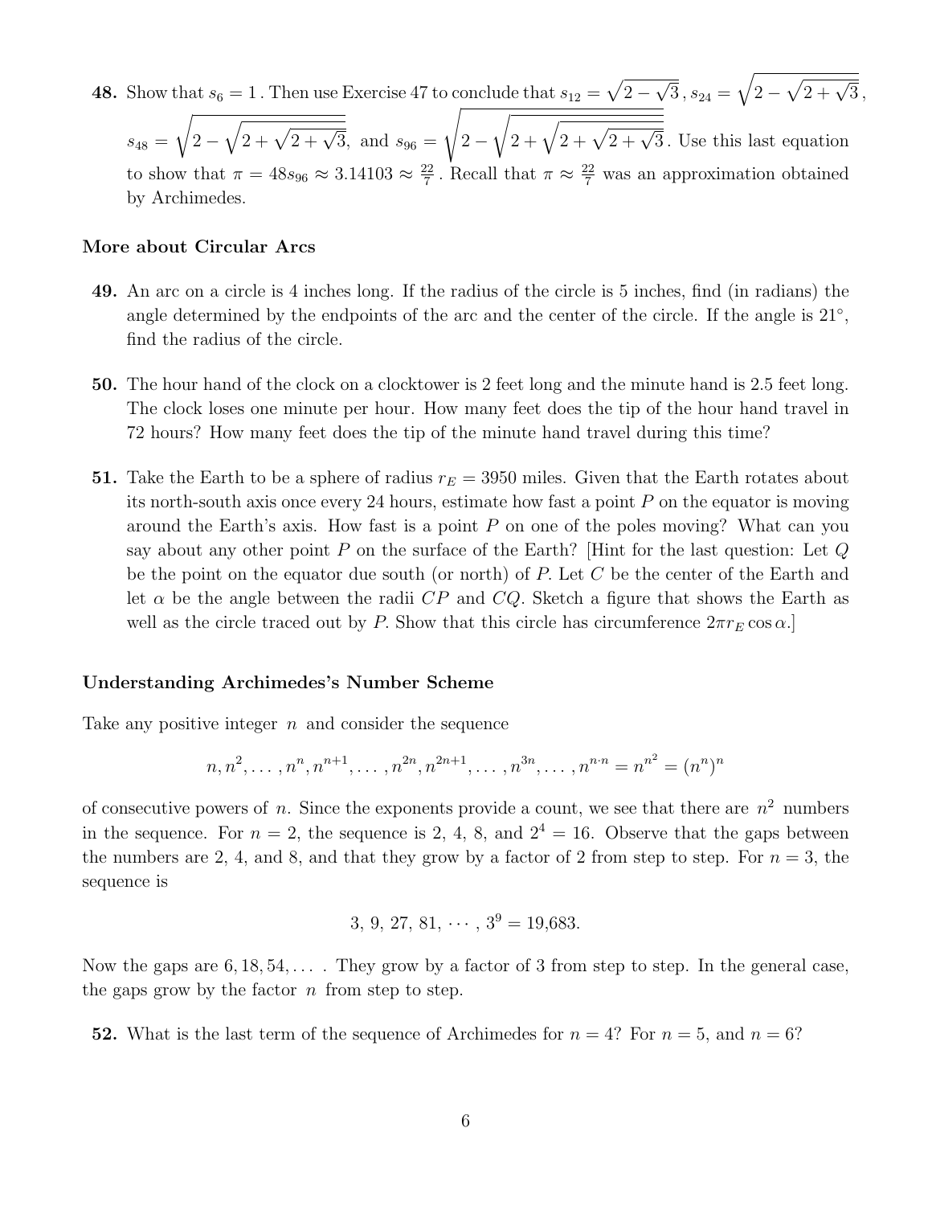**48.** Show that $s_6 = 1$. Then use Exercise 47 to conclude that $s_{12} = \sqrt{2-\sqrt{3}}$, $s_{24} = \sqrt{2-\sqrt{2+\sqrt{3}}}$, $s_{48} = \sqrt{2-\sqrt{2+\sqrt{2+\sqrt{3}}}}$, and $s_{96} = \sqrt{2-\sqrt{2+\sqrt{2+\sqrt{2+\sqrt{3}}}}}$. Use this last equation to show that $\pi = 48 s_{96} \approx 3.14103 \approx \frac{22}{7}$. Recall that $\pi \approx \frac{22}{7}$ was an approximation obtained by Archimedes.

### More about Circular Arcs

**49.** An arc on a circle is 4 inches long. If the radius of the circle is 5 inches, find (in radians) the angle determined by the endpoints of the arc and the center of the circle. If the angle is $21^\circ$, find the radius of the circle.

**50.** The hour hand of the clock on a clocktower is 2 feet long and the minute hand is 2.5 feet long. The clock loses one minute per hour. How many feet does the tip of the hour hand travel in 72 hours? How many feet does the tip of the minute hand travel during this time?

**51.** Take the Earth to be a sphere of radius $r_E = 3950$ miles. Given that the Earth rotates about its north-south axis once every 24 hours, estimate how fast a point $P$ on the equator is moving around the Earth's axis. How fast is a point $P$ on one of the poles moving? What can you say about any other point $P$ on the surface of the Earth? [Hint for the last question: Let $Q$ be the point on the equator due south (or north) of $P$. Let $C$ be the center of the Earth and let $\alpha$ be the angle between the radii $CP$ and $CQ$. Sketch a figure that shows the Earth as well as the circle traced out by $P$. Show that this circle has circumference $2\pi r_E \cos\alpha$.]

### Understanding Archimedes's Number Scheme

Take any positive integer $n$ and consider the sequence

$$n, n^2, \ldots, n^n, n^{n+1}, \ldots, n^{2n}, n^{2n+1}, \ldots, n^{3n}, \ldots, n^{n \cdot n} = n^{n^2} = (n^n)^n$$

of consecutive powers of $n$. Since the exponents provide a count, we see that there are $n^2$ numbers in the sequence. For $n = 2$, the sequence is 2, 4, 8, and $2^4 = 16$. Observe that the gaps between the numbers are 2, 4, and 8, and that they grow by a factor of 2 from step to step. For $n = 3$, the sequence is

$$3,\ 9,\ 27,\ 81,\ \cdots,\ 3^9 = 19{,}683.$$

Now the gaps are $6, 18, 54, \ldots$ . They grow by a factor of 3 from step to step. In the general case, the gaps grow by the factor $n$ from step to step.

**52.** What is the last term of the sequence of Archimedes for $n = 4$? For $n = 5$, and $n = 6$?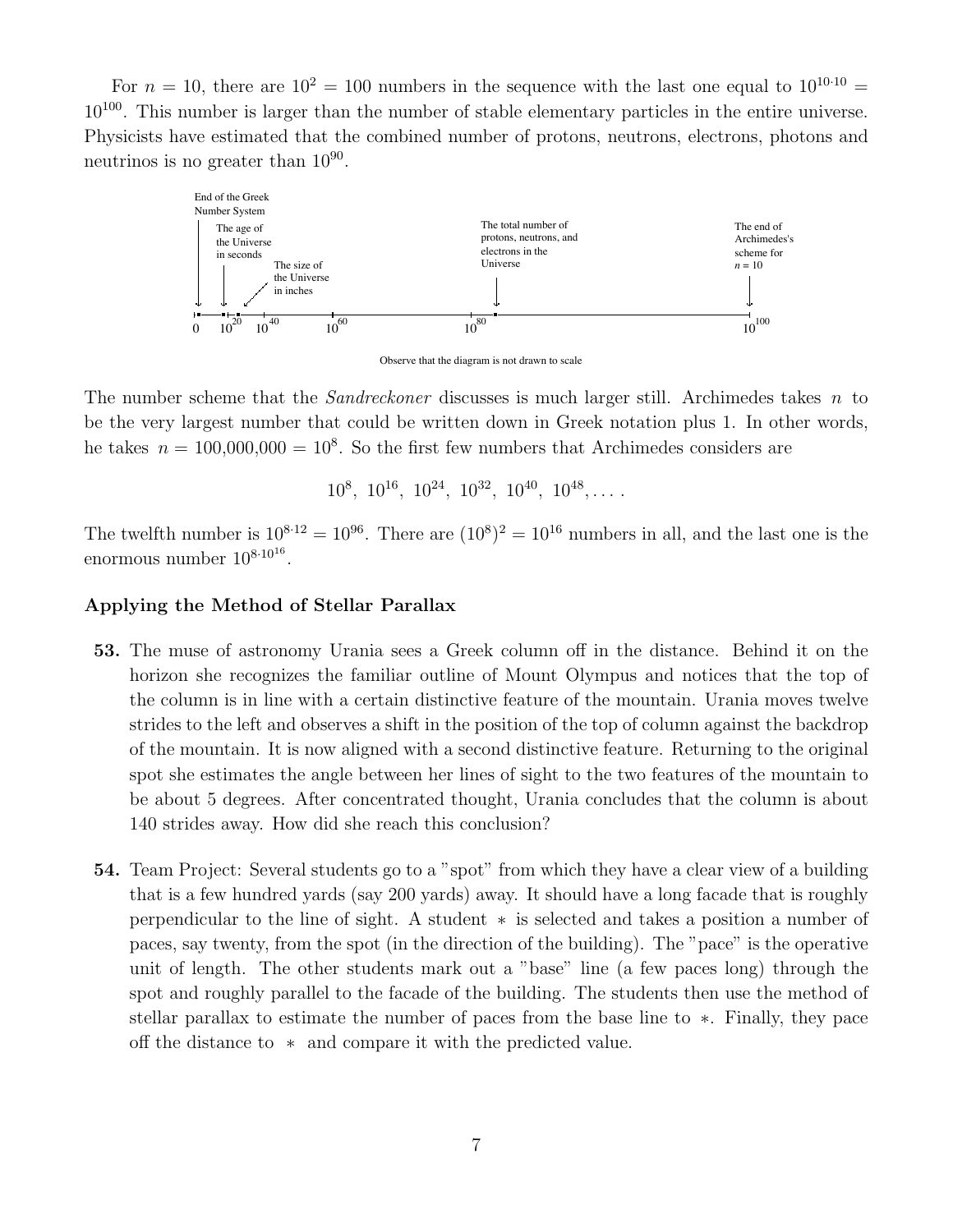For $n = 10$, there are $10^2 = 100$ numbers in the sequence with the last one equal to $10^{10 \cdot 10} = 10^{100}$. This number is larger than the number of stable elementary particles in the entire universe. Physicists have estimated that the combined number of protons, neutrons, electrons, photons and neutrinos is no greater than $10^{90}$.

Observe that the diagram is not drawn to scale

The number scheme that the *Sandreckoner* discusses is much larger still. Archimedes takes $n$ to be the very largest number that could be written down in Greek notation plus 1. In other words, he takes $n = 100{,}000{,}000 = 10^8$. So the first few numbers that Archimedes considers are

$$10^8,\ 10^{16},\ 10^{24},\ 10^{32},\ 10^{40},\ 10^{48}, \ldots .$$

The twelfth number is $10^{8 \cdot 12} = 10^{96}$. There are $(10^8)^2 = 10^{16}$ numbers in all, and the last one is the enormous number $10^{8 \cdot 10^{16}}$.

### Applying the Method of Stellar Parallax

**53.** The muse of astronomy Urania sees a Greek column off in the distance. Behind it on the horizon she recognizes the familiar outline of Mount Olympus and notices that the top of the column is in line with a certain distinctive feature of the mountain. Urania moves twelve strides to the left and observes a shift in the position of the top of column against the backdrop of the mountain. It is now aligned with a second distinctive feature. Returning to the original spot she estimates the angle between her lines of sight to the two features of the mountain to be about 5 degrees. After concentrated thought, Urania concludes that the column is about 140 strides away. How did she reach this conclusion?

**54.** Team Project: Several students go to a "spot" from which they have a clear view of a building that is a few hundred yards (say 200 yards) away. It should have a long facade that is roughly perpendicular to the line of sight. A student $*$ is selected and takes a position a number of paces, say twenty, from the spot (in the direction of the building). The "pace" is the operative unit of length. The other students mark out a "base" line (a few paces long) through the spot and roughly parallel to the facade of the building. The students then use the method of stellar parallax to estimate the number of paces from the base line to $*$. Finally, they pace off the distance to $*$ and compare it with the predicted value.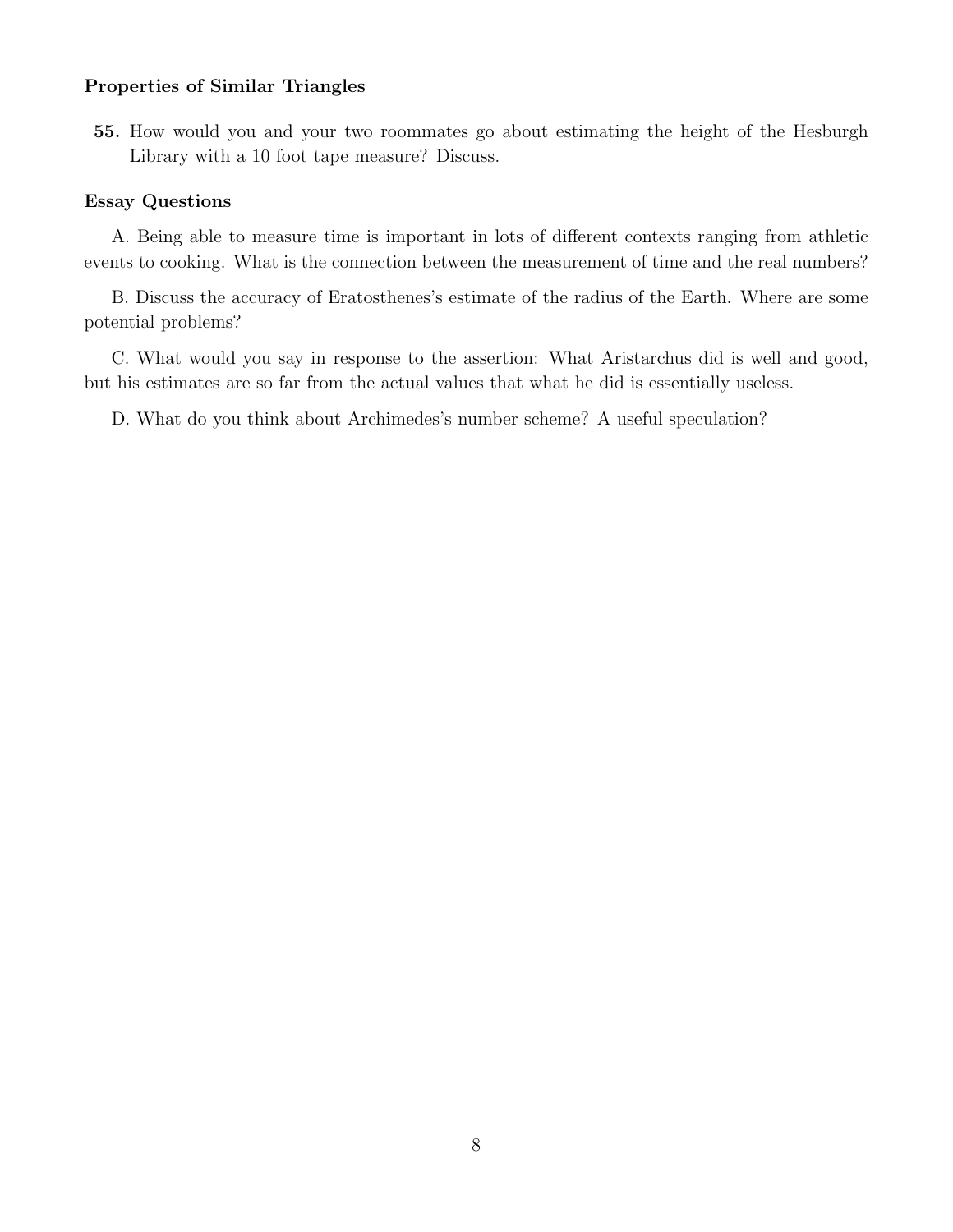**Properties of Similar Triangles**

**55.** How would you and your two roommates go about estimating the height of the Hesburgh Library with a 10 foot tape measure? Discuss.

**Essay Questions**

A. Being able to measure time is important in lots of different contexts ranging from athletic events to cooking. What is the connection between the measurement of time and the real numbers?

B. Discuss the accuracy of Eratosthenes's estimate of the radius of the Earth. Where are some potential problems?

C. What would you say in response to the assertion: What Aristarchus did is well and good, but his estimates are so far from the actual values that what he did is essentially useless.

D. What do you think about Archimedes's number scheme? A useful speculation?